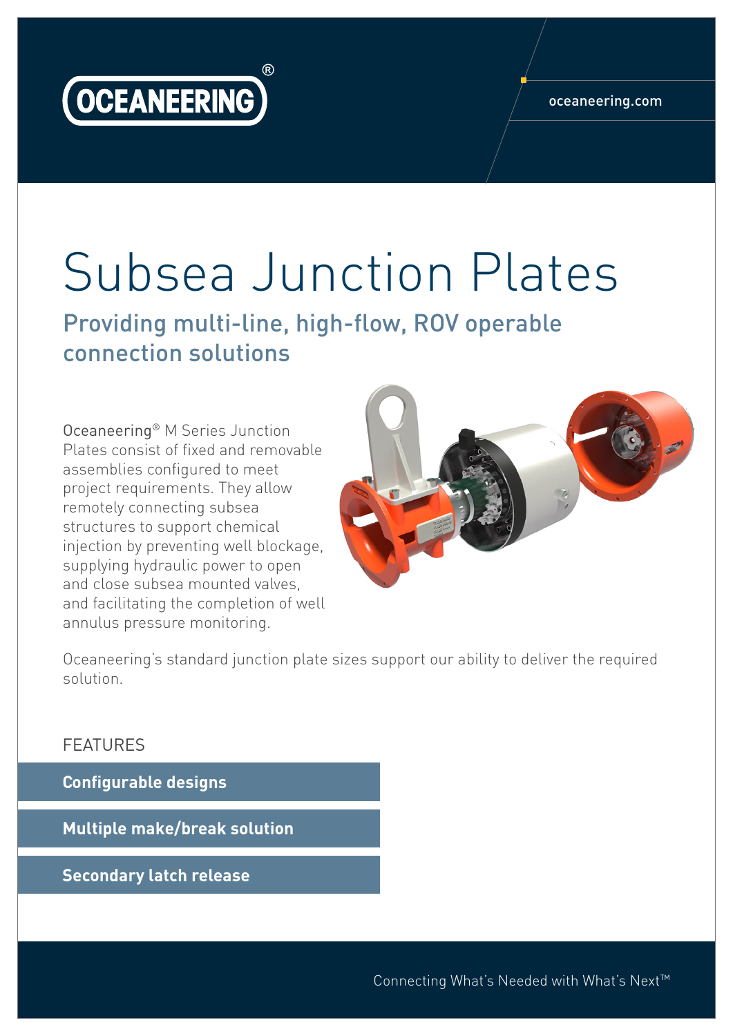OCEANEERING®

oceaneering.com

# Subsea Junction Plates

## Providing multi-line, high-flow, ROV operable connection solutions

Oceaneering® M Series Junction Plates consist of fixed and removable assemblies configured to meet project requirements. They allow remotely connecting subsea structures to support chemical injection by preventing well blockage, supplying hydraulic power to open and close subsea mounted valves, and facilitating the completion of well annulus pressure monitoring.

Oceaneering's standard junction plate sizes support our ability to deliver the required solution.

### FEATURES

- **Configurable designs**
- **Multiple make/break solution**
- **Secondary latch release**

Connecting What's Needed with What's Next™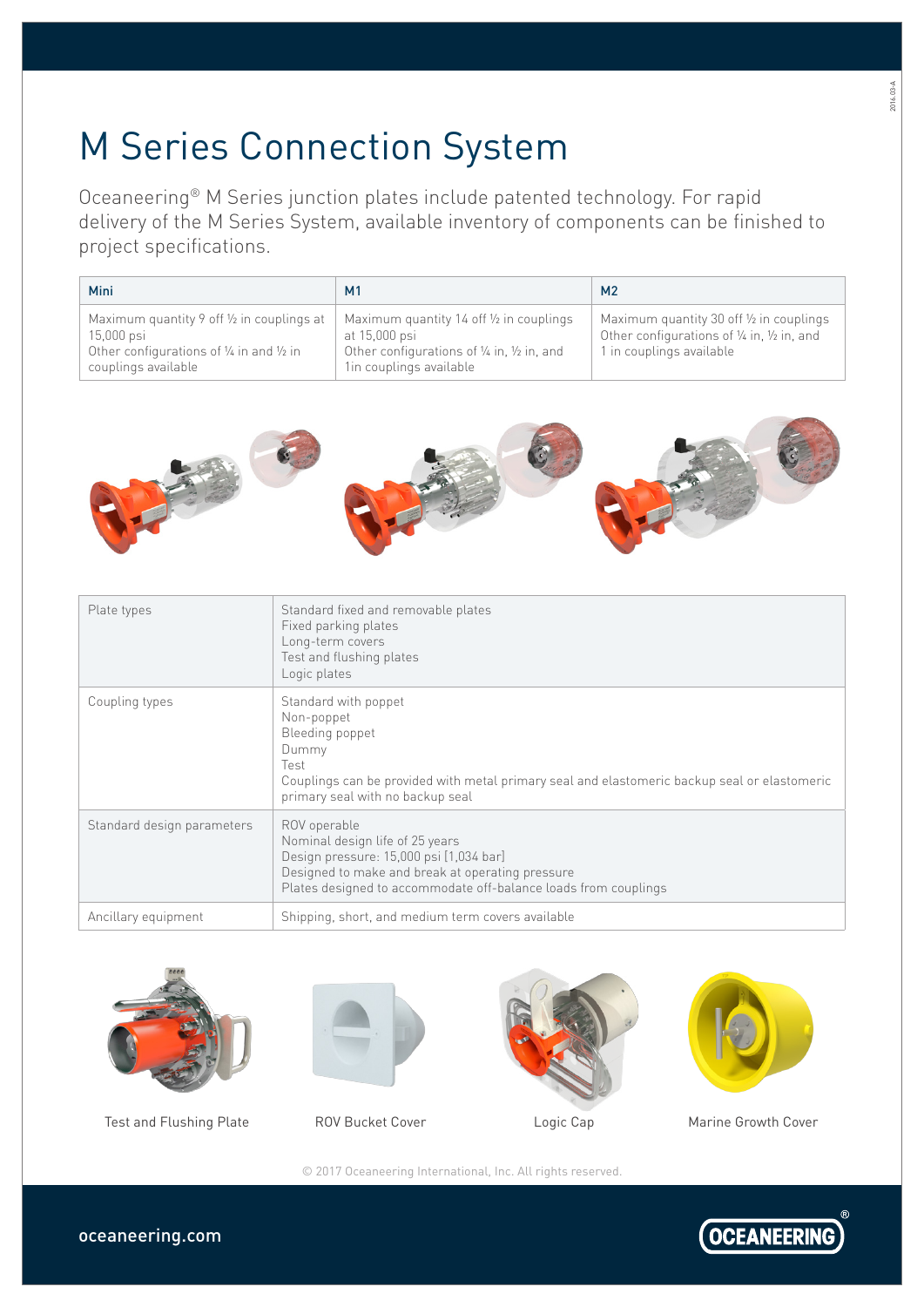# M Series Connection System

Oceaneering® M Series junction plates include patented technology. For rapid delivery of the M Series System, available inventory of components can be finished to project specifications.

| Mini | M1 | M2 |
|---|---|---|
| Maximum quantity 9 off ½ in couplings at 15,000 psi<br>Other configurations of ¼ in and ½ in couplings available | Maximum quantity 14 off ½ in couplings at 15,000 psi<br>Other configurations of ¼ in, ½ in, and 1in couplings available | Maximum quantity 30 off ½ in couplings<br>Other configurations of ¼ in, ½ in, and 1 in couplings available |

| | |
|---|---|
| Plate types | Standard fixed and removable plates<br>Fixed parking plates<br>Long-term covers<br>Test and flushing plates<br>Logic plates |
| Coupling types | Standard with poppet<br>Non-poppet<br>Bleeding poppet<br>Dummy<br>Test<br>Couplings can be provided with metal primary seal and elastomeric backup seal or elastomeric primary seal with no backup seal |
| Standard design parameters | ROV operable<br>Nominal design life of 25 years<br>Design pressure: 15,000 psi [1,034 bar]<br>Designed to make and break at operating pressure<br>Plates designed to accommodate off-balance loads from couplings |
| Ancillary equipment | Shipping, short, and medium term covers available |

Test and Flushing Plate

ROV Bucket Cover

Logic Cap

Marine Growth Cover

© 2017 Oceaneering International, Inc. All rights reserved.

oceaneering.com